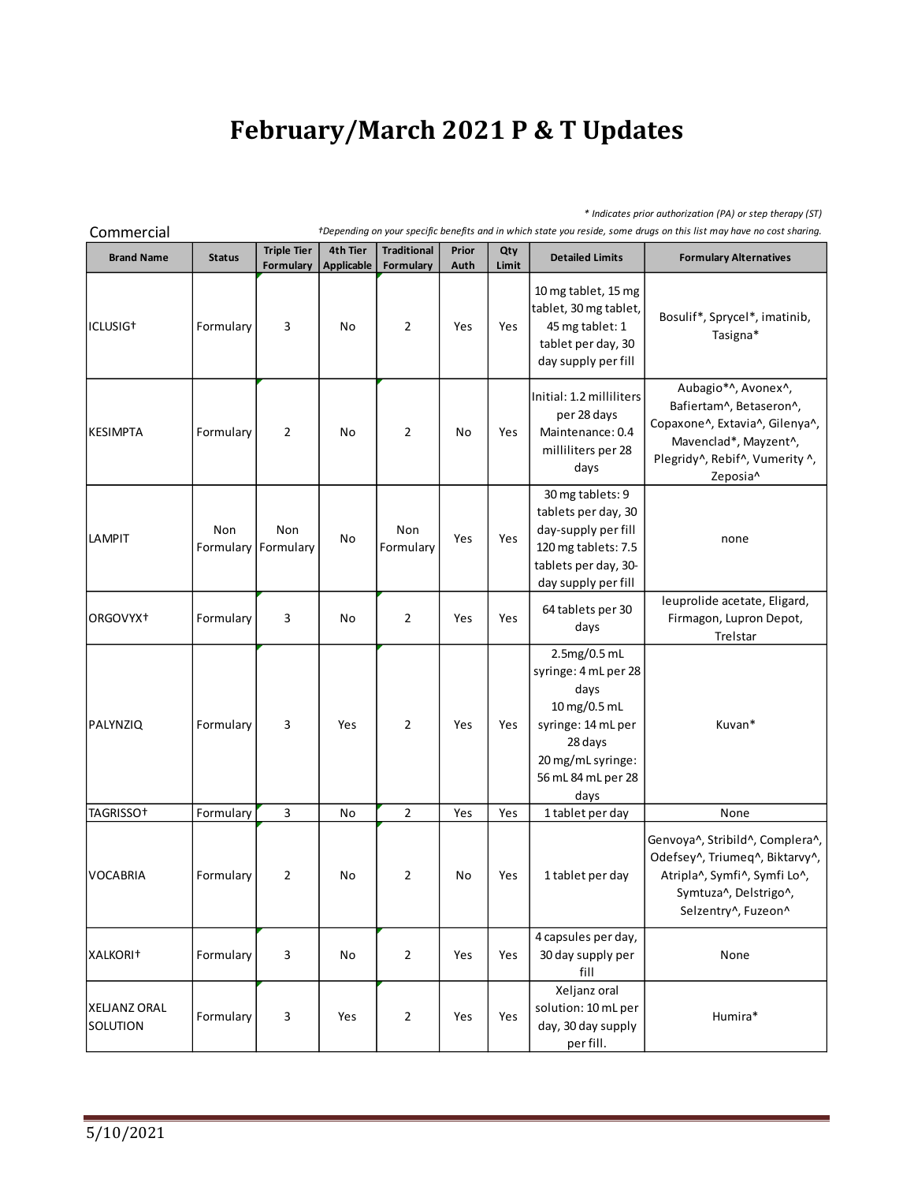# February/March 2021 P & T Updates

*\* Indicates prior authorization (PA) or step therapy (ST)*

Commercial

*†Depending on your specific benefits and in which state you reside, some drugs on this list may have no cost sharing.*

| Brand Name | Status | Triple Tier Formulary | 4th Tier Applicable | Traditional Formulary | Prior Auth | Qty Limit | Detailed Limits | Formulary Alternatives |
|---|---|---|---|---|---|---|---|---|
| ICLUSIG† | Formulary | 3 | No | 2 | Yes | Yes | 10 mg tablet, 15 mg tablet, 30 mg tablet, 45 mg tablet: 1 tablet per day, 30 day supply per fill | Bosulif*, Sprycel*, imatinib, Tasigna* |
| KESIMPTA | Formulary | 2 | No | 2 | No | Yes | Initial: 1.2 milliliters per 28 days Maintenance: 0.4 milliliters per 28 days | Aubagio*^, Avonex^, Bafiertam^, Betaseron^, Copaxone^, Extavia^, Gilenya^, Mavenclad*, Mayzent^, Plegridy^, Rebif^, Vumerity ^, Zeposia^ |
| LAMPIT | Non Formulary | Non Formulary | No | Non Formulary | Yes | Yes | 30 mg tablets: 9 tablets per day, 30 day-supply per fill 120 mg tablets: 7.5 tablets per day, 30-day supply per fill | none |
| ORGOVYX† | Formulary | 3 | No | 2 | Yes | Yes | 64 tablets per 30 days | leuprolide acetate, Eligard, Firmagon, Lupron Depot, Trelstar |
| PALYNZIQ | Formulary | 3 | Yes | 2 | Yes | Yes | 2.5mg/0.5 mL syringe: 4 mL per 28 days 10 mg/0.5 mL syringe: 14 mL per 28 days 20 mg/mL syringe: 56 mL 84 mL per 28 days | Kuvan* |
| TAGRISSO† | Formulary | 3 | No | 2 | Yes | Yes | 1 tablet per day | None |
| VOCABRIA | Formulary | 2 | No | 2 | No | Yes | 1 tablet per day | Genvoya^, Stribild^, Complera^, Odefsey^, Triumeq^, Biktarvy^, Atripla^, Symfi^, Symfi Lo^, Symtuza^, Delstrigo^, Selzentry^, Fuzeon^ |
| XALKORI† | Formulary | 3 | No | 2 | Yes | Yes | 4 capsules per day, 30 day supply per fill | None |
| XELJANZ ORAL SOLUTION | Formulary | 3 | Yes | 2 | Yes | Yes | Xeljanz oral solution: 10 mL per day, 30 day supply per fill. | Humira* |

5/10/2021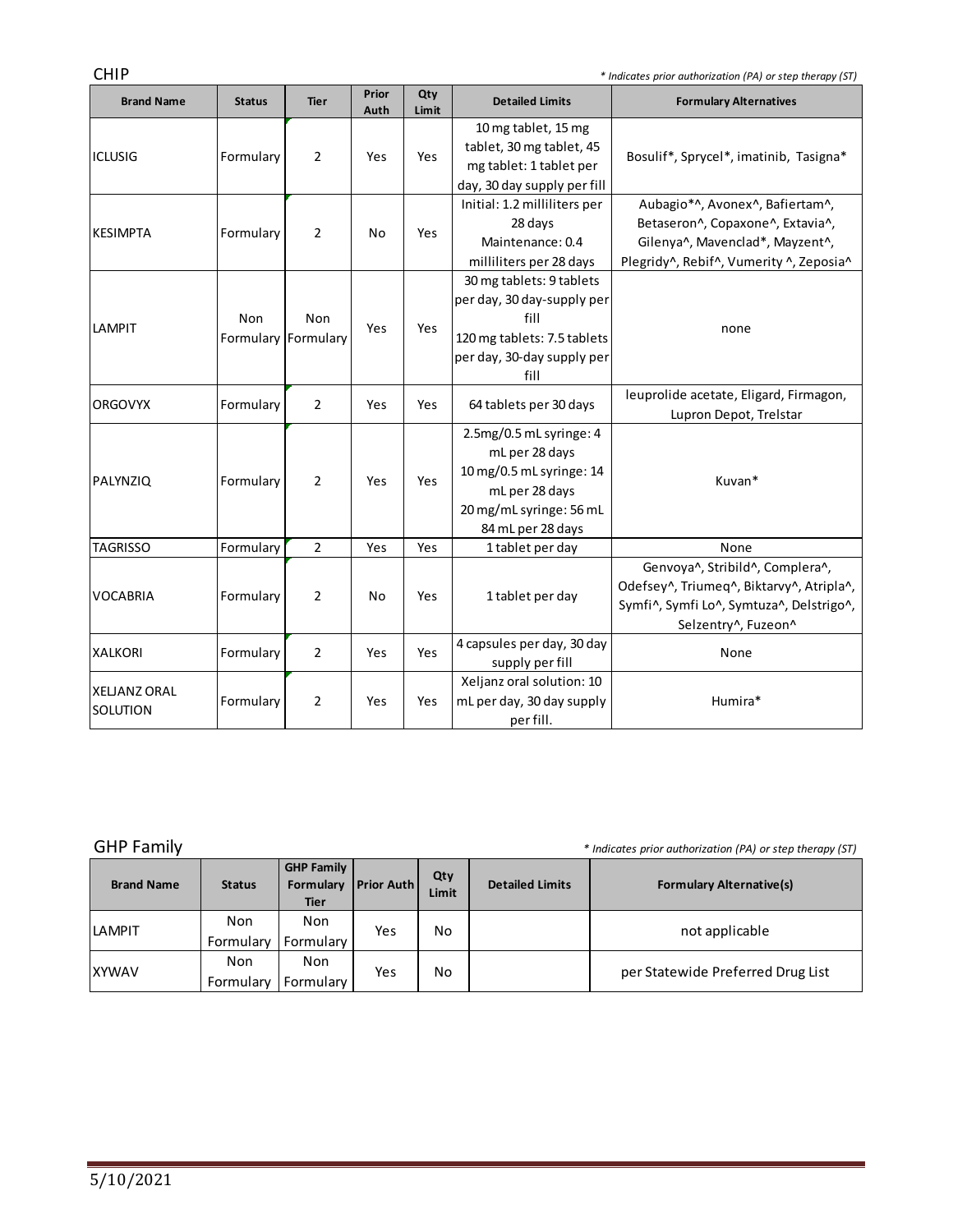## CHIP

*\* Indicates prior authorization (PA) or step therapy (ST)*

| Brand Name | Status | Tier | Prior Auth | Qty Limit | Detailed Limits | Formulary Alternatives |
|---|---|---|---|---|---|---|
| ICLUSIG | Formulary | 2 | Yes | Yes | 10 mg tablet, 15 mg tablet, 30 mg tablet, 45 mg tablet: 1 tablet per day, 30 day supply per fill | Bosulif*, Sprycel*, imatinib, Tasigna* |
| KESIMPTA | Formulary | 2 | No | Yes | Initial: 1.2 milliliters per 28 days Maintenance: 0.4 milliliters per 28 days | Aubagio*^, Avonex^, Bafiertam^, Betaseron^, Copaxone^, Extavia^, Gilenya^, Mavenclad*, Mayzent^, Plegridy^, Rebif^, Vumerity ^, Zeposia^ |
| LAMPIT | Non Formulary | Non Formulary | Yes | Yes | 30 mg tablets: 9 tablets per day, 30 day-supply per fill 120 mg tablets: 7.5 tablets per day, 30-day supply per fill | none |
| ORGOVYX | Formulary | 2 | Yes | Yes | 64 tablets per 30 days | leuprolide acetate, Eligard, Firmagon, Lupron Depot, Trelstar |
| PALYNZIQ | Formulary | 2 | Yes | Yes | 2.5mg/0.5 mL syringe: 4 mL per 28 days 10 mg/0.5 mL syringe: 14 mL per 28 days 20 mg/mL syringe: 56 mL 84 mL per 28 days | Kuvan* |
| TAGRISSO | Formulary | 2 | Yes | Yes | 1 tablet per day | None |
| VOCABRIA | Formulary | 2 | No | Yes | 1 tablet per day | Genvoya^, Stribild^, Complera^, Odefsey^, Triumeq^, Biktarvy^, Atripla^, Symfi^, Symfi Lo^, Symtuza^, Delstrigo^, Selzentry^, Fuzeon^ |
| XALKORI | Formulary | 2 | Yes | Yes | 4 capsules per day, 30 day supply per fill | None |
| XELJANZ ORAL SOLUTION | Formulary | 2 | Yes | Yes | Xeljanz oral solution: 10 mL per day, 30 day supply per fill. | Humira* |

## GHP Family

*\* Indicates prior authorization (PA) or step therapy (ST)*

| Brand Name | Status | GHP Family Formulary Tier | Prior Auth | Qty Limit | Detailed Limits | Formulary Alternative(s) |
|---|---|---|---|---|---|---|
| LAMPIT | Non Formulary | Non Formulary | Yes | No | | not applicable |
| XYWAV | Non Formulary | Non Formulary | Yes | No | | per Statewide Preferred Drug List |

5/10/2021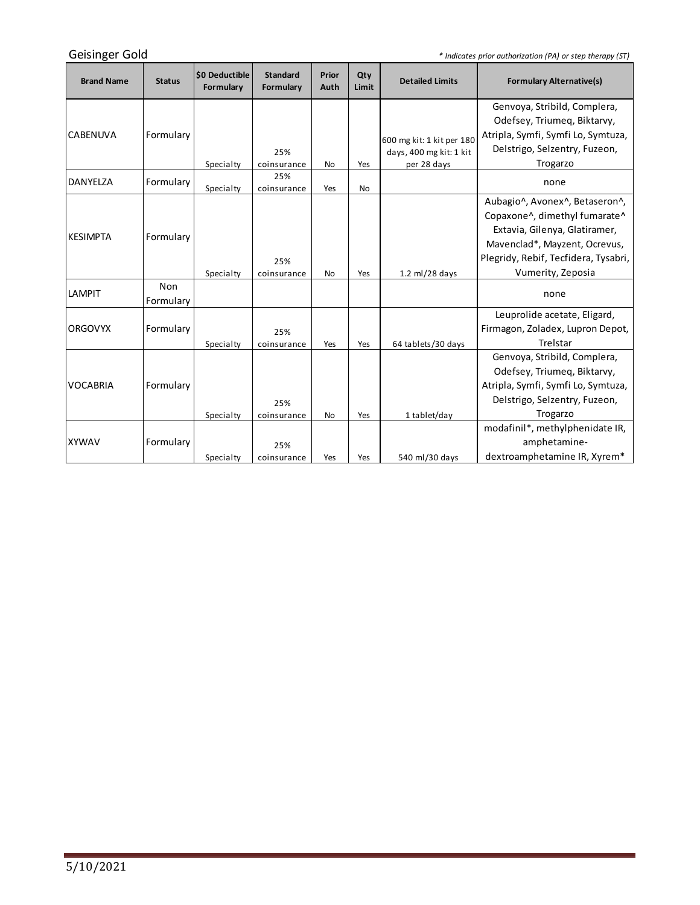Geisinger Gold

*\* Indicates prior authorization (PA) or step therapy (ST)*

| Brand Name | Status | $0 Deductible Formulary | Standard Formulary | Prior Auth | Qty Limit | Detailed Limits | Formulary Alternative(s) |
|---|---|---|---|---|---|---|---|
| CABENUVA | Formulary | Specialty | 25% coinsurance | No | Yes | 600 mg kit: 1 kit per 180 days, 400 mg kit: 1 kit per 28 days | Genvoya, Stribild, Complera, Odefsey, Triumeq, Biktarvy, Atripla, Symfi, Symfi Lo, Symtuza, Delstrigo, Selzentry, Fuzeon, Trogarzo |
| DANYELZA | Formulary | Specialty | 25% coinsurance | Yes | No | | none |
| KESIMPTA | Formulary | Specialty | 25% coinsurance | No | Yes | 1.2 ml/28 days | Aubagio^, Avonex^, Betaseron^, Copaxone^, dimethyl fumarate^ Extavia, Gilenya, Glatiramer, Mavenclad*, Mayzent, Ocrevus, Plegridy, Rebif, Tecfidera, Tysabri, Vumerity, Zeposia |
| LAMPIT | Non Formulary | | | | | | none |
| ORGOVYX | Formulary | Specialty | 25% coinsurance | Yes | Yes | 64 tablets/30 days | Leuprolide acetate, Eligard, Firmagon, Zoladex, Lupron Depot, Trelstar |
| VOCABRIA | Formulary | Specialty | 25% coinsurance | No | Yes | 1 tablet/day | Genvoya, Stribild, Complera, Odefsey, Triumeq, Biktarvy, Atripla, Symfi, Symfi Lo, Symtuza, Delstrigo, Selzentry, Fuzeon, Trogarzo |
| XYWAV | Formulary | Specialty | 25% coinsurance | Yes | Yes | 540 ml/30 days | modafinil*, methylphenidate IR, amphetamine-dextroamphetamine IR, Xyrem* |

5/10/2021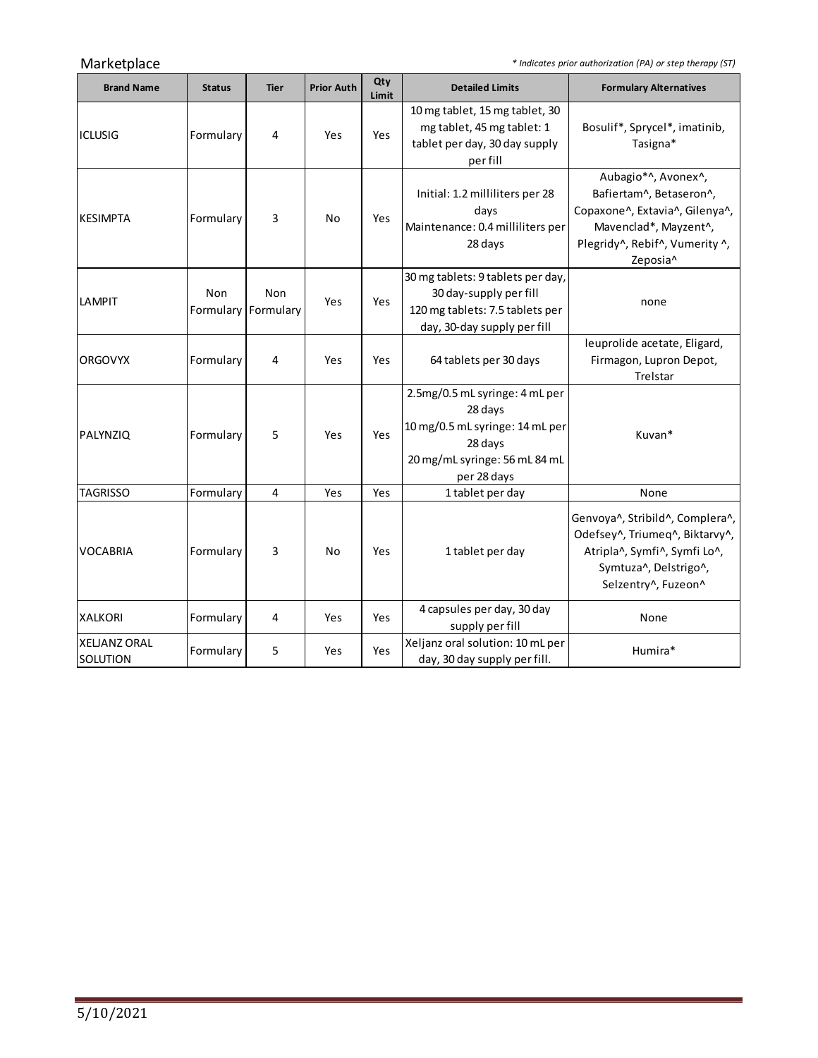Marketplace

*\* Indicates prior authorization (PA) or step therapy (ST)*

| Brand Name | Status | Tier | Prior Auth | Qty Limit | Detailed Limits | Formulary Alternatives |
|---|---|---|---|---|---|---|
| ICLUSIG | Formulary | 4 | Yes | Yes | 10 mg tablet, 15 mg tablet, 30 mg tablet, 45 mg tablet: 1 tablet per day, 30 day supply per fill | Bosulif*, Sprycel*, imatinib, Tasigna* |
| KESIMPTA | Formulary | 3 | No | Yes | Initial: 1.2 milliliters per 28 days<br>Maintenance: 0.4 milliliters per 28 days | Aubagio*^, Avonex^, Bafiertam^, Betaseron^, Copaxone^, Extavia^, Gilenya^, Mavenclad*, Mayzent^, Plegridy^, Rebif^, Vumerity ^, Zeposia^ |
| LAMPIT | Non Formulary | Non Formulary | Yes | Yes | 30 mg tablets: 9 tablets per day, 30 day-supply per fill<br>120 mg tablets: 7.5 tablets per day, 30-day supply per fill | none |
| ORGOVYX | Formulary | 4 | Yes | Yes | 64 tablets per 30 days | leuprolide acetate, Eligard, Firmagon, Lupron Depot, Trelstar |
| PALYNZIQ | Formulary | 5 | Yes | Yes | 2.5mg/0.5 mL syringe: 4 mL per 28 days<br>10 mg/0.5 mL syringe: 14 mL per 28 days<br>20 mg/mL syringe: 56 mL 84 mL per 28 days | Kuvan* |
| TAGRISSO | Formulary | 4 | Yes | Yes | 1 tablet per day | None |
| VOCABRIA | Formulary | 3 | No | Yes | 1 tablet per day | Genvoya^, Stribild^, Complera^, Odefsey^, Triumeq^, Biktarvy^, Atripla^, Symfi^, Symfi Lo^, Symtuza^, Delstrigo^, Selzentry^, Fuzeon^ |
| XALKORI | Formulary | 4 | Yes | Yes | 4 capsules per day, 30 day supply per fill | None |
| XELJANZ ORAL SOLUTION | Formulary | 5 | Yes | Yes | Xeljanz oral solution: 10 mL per day, 30 day supply per fill. | Humira* |

5/10/2021